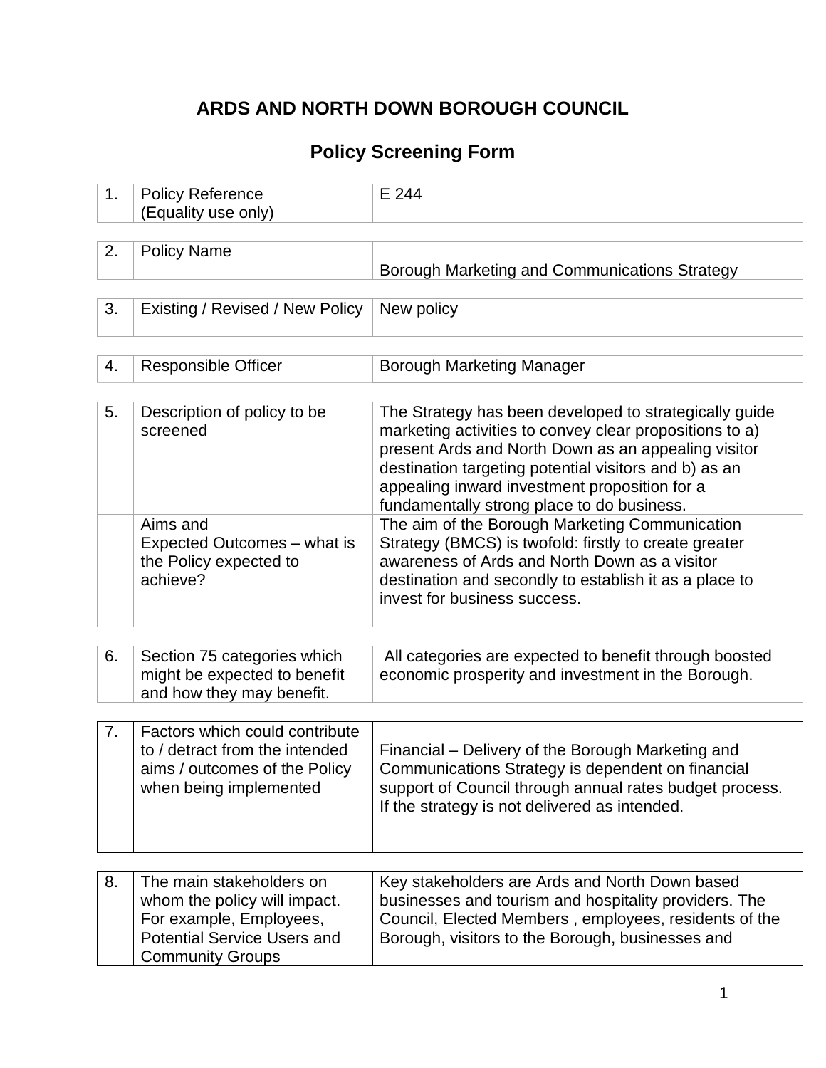# ARDS AND NORTH DOWN BOROUGH COUNCIL

## Policy Screening Form

| | | |
|---|---|---|
| 1. | Policy Reference (Equality use only) | E 244 |

| | | |
|---|---|---|
| 2. | Policy Name | Borough Marketing and Communications Strategy |

| | | |
|---|---|---|
| 3. | Existing / Revised / New Policy | New policy |

| | | |
|---|---|---|
| 4. | Responsible Officer | Borough Marketing Manager |

| | | |
|---|---|---|
| 5. | Description of policy to be screened | The Strategy has been developed to strategically guide marketing activities to convey clear propositions to a) present Ards and North Down as an appealing visitor destination targeting potential visitors and b) as an appealing inward investment proposition for a fundamentally strong place to do business. |
| | Aims and Expected Outcomes – what is the Policy expected to achieve? | The aim of the Borough Marketing Communication Strategy (BMCS) is twofold: firstly to create greater awareness of Ards and North Down as a visitor destination and secondly to establish it as a place to invest for business success. |

| | | |
|---|---|---|
| 6. | Section 75 categories which might be expected to benefit and how they may benefit. | All categories are expected to benefit through boosted economic prosperity and investment in the Borough. |

| | | |
|---|---|---|
| 7. | Factors which could contribute to / detract from the intended aims / outcomes of the Policy when being implemented | Financial – Delivery of the Borough Marketing and Communications Strategy is dependent on financial support of Council through annual rates budget process. If the strategy is not delivered as intended. |

| | | |
|---|---|---|
| 8. | The main stakeholders on whom the policy will impact. For example, Employees, Potential Service Users and Community Groups | Key stakeholders are Ards and North Down based businesses and tourism and hospitality providers. The Council, Elected Members , employees, residents of the Borough, visitors to the Borough, businesses and |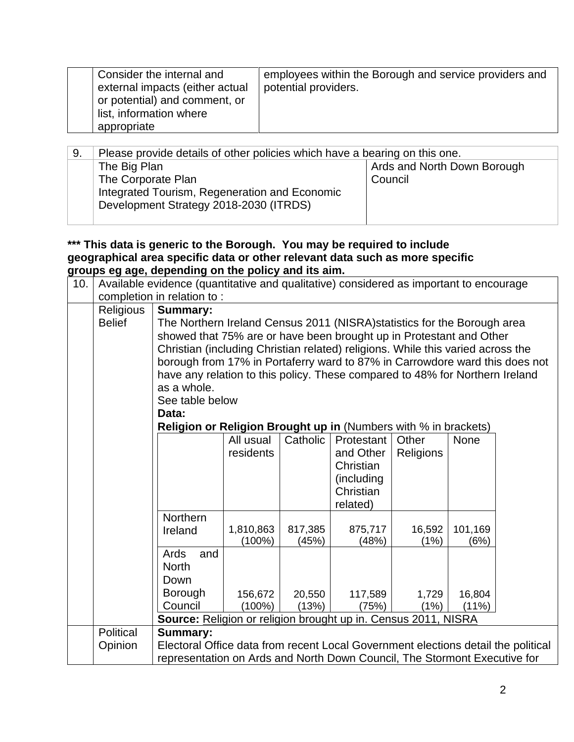| | | |
|---|---|---|
| | Consider the internal and external impacts (either actual or potential) and comment, or list, information where appropriate | employees within the Borough and service providers and potential providers. |

| 9. | Please provide details of other policies which have a bearing on this one. | |
|---|---|---|
| | The Big Plan<br>The Corporate Plan<br>Integrated Tourism, Regeneration and Economic Development Strategy 2018-2030 (ITRDS) | Ards and North Down Borough Council |

**\*\*\* This data is generic to the Borough. You may be required to include geographical area specific data or other relevant data such as more specific groups eg age, depending on the policy and its aim.**

| 10. | Available evidence (quantitative and qualitative) considered as important to encourage completion in relation to : |
|---|---|

**Religious Belief**

**Summary:**
The Northern Ireland Census 2011 (NISRA)statistics for the Borough area showed that 75% are or have been brought up in Protestant and Other Christian (including Christian related) religions. While this varied across the borough from 17% in Portaferry ward to 87% in Carrowdore ward this does not have any relation to this policy. These compared to 48% for Northern Ireland as a whole.
See table below

**Data:**

**Religion or Religion Brought up in** (Numbers with % in brackets)

| | All usual residents | Catholic | Protestant and Other Christian (including Christian related) | Other Religions | None |
|---|---|---|---|---|---|
| Northern Ireland | 1,810,863 (100%) | 817,385 (45%) | 875,717 (48%) | 16,592 (1%) | 101,169 (6%) |
| Ards and North Down Borough Council | 156,672 (100%) | 20,550 (13%) | 117,589 (75%) | 1,729 (1%) | 16,804 (11%) |

**Source:** Religion or religion brought up in. Census 2011, NISRA

**Political Opinion**

**Summary:**
Electoral Office data from recent Local Government elections detail the political representation on Ards and North Down Council, The Stormont Executive for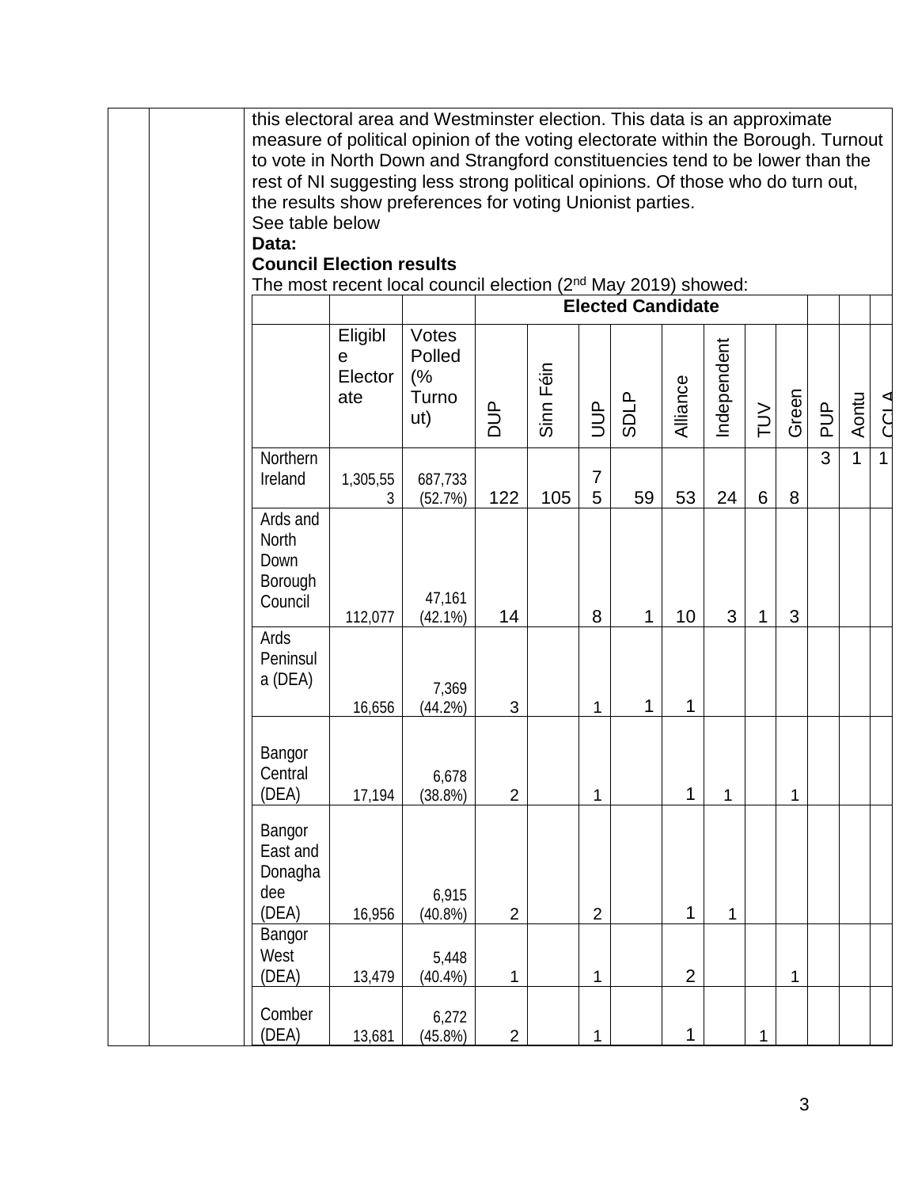this electoral area and Westminster election. This data is an approximate measure of political opinion of the voting electorate within the Borough. Turnout to vote in North Down and Strangford constituencies tend to be lower than the rest of NI suggesting less strong political opinions. Of those who do turn out, the results show preferences for voting Unionist parties.
See table below

**Data:**

**Council Election results**

The most recent local council election (2nd May 2019) showed:

| | | | Elected Candidate | | | | | | | | | | | |
|---|---|---|---|---|---|---|---|---|---|---|---|---|---|---|
| | Eligible Electorate | Votes Polled (% Turnout) | DUP | Sinn Féin | UUP | SDLP | Alliance | Independent | TUV | Green | PUP | Aontu | CCLA |
| Northern Ireland | 1,305,553 | 687,733 (52.7%) | 122 | 105 | 75 | 59 | 53 | 24 | 6 | 8 | 3 | 1 | 1 |
| Ards and North Down Borough Council | 112,077 | 47,161 (42.1%) | 14 | | 8 | 1 | 10 | 3 | 1 | 3 | | | |
| Ards Peninsula (DEA) | 16,656 | 7,369 (44.2%) | 3 | | 1 | 1 | 1 | | | | | | |
| Bangor Central (DEA) | 17,194 | 6,678 (38.8%) | 2 | | 1 | | 1 | 1 | | 1 | | | |
| Bangor East and Donaghadee (DEA) | 16,956 | 6,915 (40.8%) | 2 | | 2 | | 1 | 1 | | | | | |
| Bangor West (DEA) | 13,479 | 5,448 (40.4%) | 1 | | 1 | | 2 | | | 1 | | | |
| Comber (DEA) | 13,681 | 6,272 (45.8%) | 2 | | 1 | | 1 | | 1 | | | | |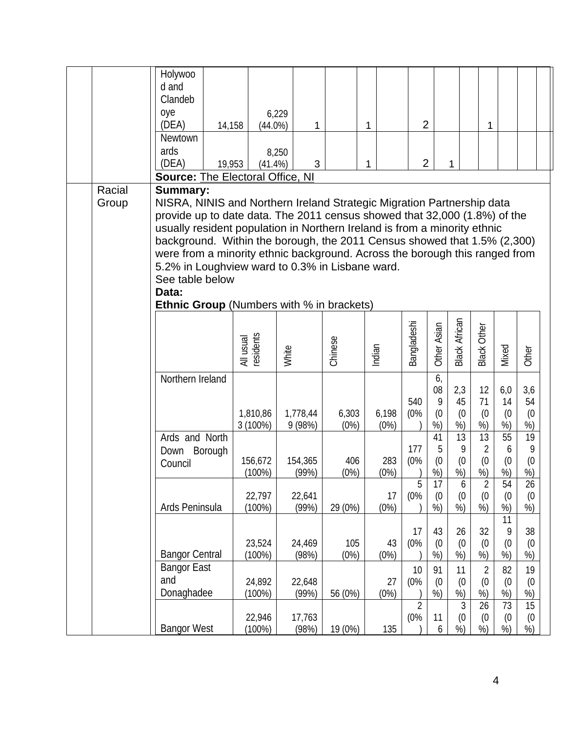| Holywood and Clandeboye (DEA) | 14,158 | 6,229 (44.0%) | 1 | | 1 | | 2 | | | 1 | | |
|---|---|---|---|---|---|---|---|---|---|---|---|---|
| Newtownards (DEA) | 19,953 | 8,250 (41.4%) | 3 | | 1 | | 2 | 1 | | | | |

**Source:** The Electoral Office, NI

Racial Group

**Summary:**
NISRA, NINIS and Northern Ireland Strategic Migration Partnership data provide up to date data. The 2011 census showed that 32,000 (1.8%) of the usually resident population in Northern Ireland is from a minority ethnic background. Within the borough, the 2011 Census showed that 1.5% (2,300) were from a minority ethnic background. Across the borough this ranged from 5.2% in Loughview ward to 0.3% in Lisbane ward.
See table below

**Data:**
**Ethnic Group** (Numbers with % in brackets)

| | All usual residents | White | Chinese | Indian | Bangladeshi | Other Asian | Black African | Black Other | Mixed | Other |
|---|---|---|---|---|---|---|---|---|---|---|
| Northern Ireland | 1,810,863 (100%) | 1,778,449 (98%) | 6,303 (0%) | 6,198 (0%) | 540 (0%) | 6,089 (0%) | 2,345 (0%) | 1271 (0%) | 6,014 (0%) | 3,654 (0%) |
| Ards and North Down Borough Council | 156,672 (100%) | 154,365 (99%) | 406 (0%) | 283 (0%) | 177 (0%) | 415 (0%) | 139 (0%) | 132 (0%) | 556 (0%) | 199 (0%) |
| Ards Peninsula | 22,797 (100%) | 22,641 (99%) | 29 (0%) | 17 (0%) | 5 (0%) | 17 (0%) | 6 (0%) | 2 (0%) | 54 (0%) | 26 (0%) |
| Bangor Central | 23,524 (100%) | 24,469 (98%) | 105 (0%) | 43 (0%) | 17 (0%) | 43 (0%) | 26 (0%) | 32 (0%) | 119 (0%) | 38 (0%) |
| Bangor East and Donaghadee | 24,892 (100%) | 22,648 (99%) | 56 (0%) | 27 (0%) | 10 (0%) | 91 (0%) | 11 (0%) | 2 (0%) | 82 (0%) | 19 (0%) |
| Bangor West | 22,946 (100%) | 17,763 (98%) | 19 (0%) | 135 | 2 (0%) | 116 | 3 (0%) | 26 (0%) | 73 (0%) | 15 (0%) |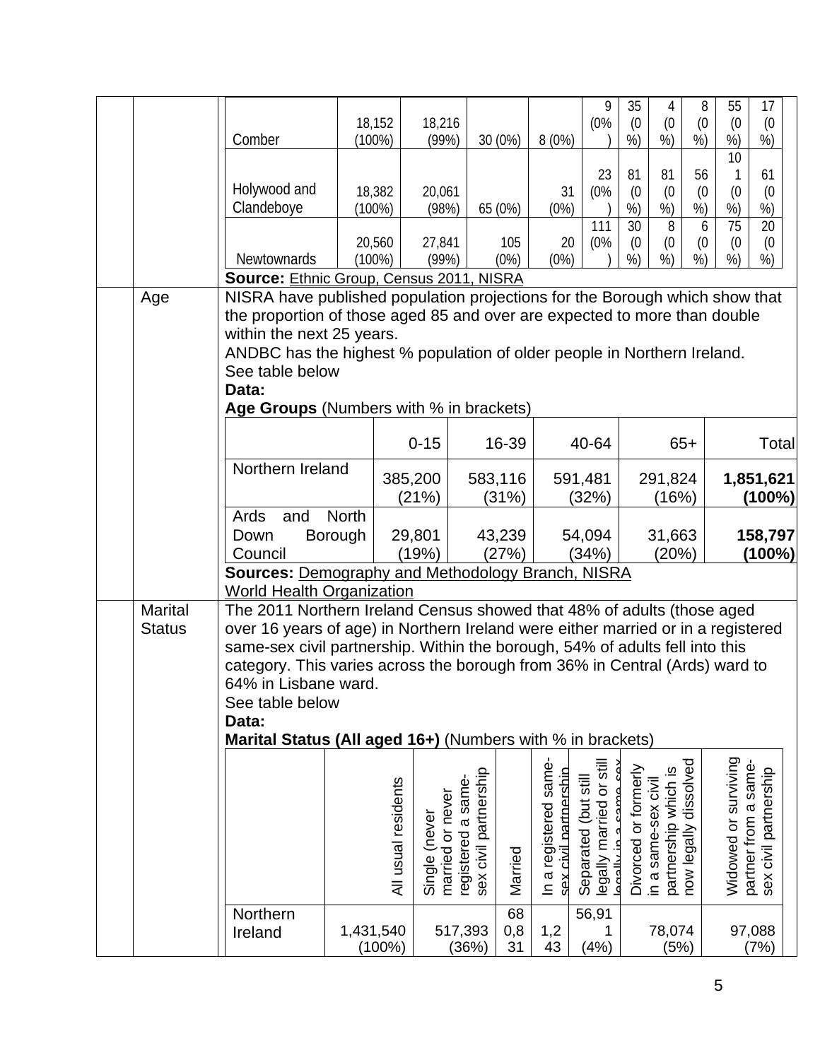| | | | | | | | | | | | | |
|---|---|---|---|---|---|---|---|---|---|---|---|---|
| Comber | 18,152 (100%) | 18,216 (99%) | 30 (0%) | 8 (0%) | 9 (0%) | 35 (0%) | 4 (0%) | 8 (0%) | 55 (0%) | 17 (0%) |
| Holywood and Clandeboye | 18,382 (100%) | 20,061 (98%) | 65 (0%) | 31 (0%) | 23 (0%) | 81 (0%) | 81 (0%) | 56 (0%) | 101 (0%) | 61 (0%) |
| Newtownards | 20,560 (100%) | 27,841 (99%) | 105 (0%) | 20 (0%) | 111 (0%) | 30 (0%) | 8 (0%) | 6 (0%) | 75 (0%) | 20 (0%) |

**Source:** Ethnic Group, Census 2011, NISRA

**Age**

NISRA have published population projections for the Borough which show that the proportion of those aged 85 and over are expected to more than double within the next 25 years.

ANDBC has the highest % population of older people in Northern Ireland.

See table below

**Data:**

**Age Groups** (Numbers with % in brackets)

| | 0-15 | 16-39 | 40-64 | 65+ | Total |
|---|---|---|---|---|---|
| Northern Ireland | 385,200 (21%) | 583,116 (31%) | 591,481 (32%) | 291,824 (16%) | **1,851,621 (100%)** |
| Ards and North Down Borough Council | 29,801 (19%) | 43,239 (27%) | 54,094 (34%) | 31,663 (20%) | **158,797 (100%)** |

**Sources:** Demography and Methodology Branch, NISRA
World Health Organization

**Marital Status**

The 2011 Northern Ireland Census showed that 48% of adults (those aged over 16 years of age) in Northern Ireland were either married or in a registered same-sex civil partnership. Within the borough, 54% of adults fell into this category. This varies across the borough from 36% in Central (Ards) ward to 64% in Lisbane ward.

See table below

**Data:**

**Marital Status (All aged 16+)** (Numbers with % in brackets)

| | All usual residents | Single (never married or never registered a same-sex civil partnership | Married | In a registered same-sex civil partnership | Separated (but still legally married or still legally in a same-sex | Divorced or formerly in a same-sex civil partnership which is now legally dissolved | Widowed or surviving partner from a same-sex civil partnership |
|---|---|---|---|---|---|---|---|
| Northern Ireland | 1,431,540 (100%) | 517,393 (36%) | 680,831 | 1,243 | 56,911 (4%) | 78,074 (5%) | 97,088 (7%) |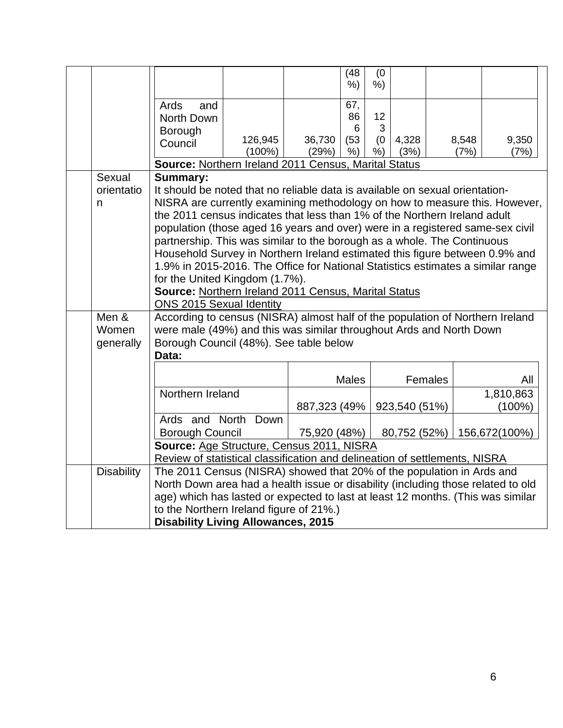| | | | | | | | | | |
|---|---|---|---|---|---|---|---|---|---|
| | | | | | (48%) | (0%) | | | |
| | | Ards and North Down Borough Council | 126,945 (100%) | 36,730 (29%) | 67,866 (53%) | 123 (0%) | 4,328 (3%) | 8,548 (7%) | 9,350 (7%) |
| | | **Source:** Northern Ireland 2011 Census, Marital Status | | | | | | | |
| | Sexual orientation | **Summary:** It should be noted that no reliable data is available on sexual orientation-NISRA are currently examining methodology on how to measure this. However, the 2011 census indicates that less than 1% of the Northern Ireland adult population (those aged 16 years and over) were in a registered same-sex civil partnership. This was similar to the borough as a whole. The Continuous Household Survey in Northern Ireland estimated this figure between 0.9% and 1.9% in 2015-2016. The Office for National Statistics estimates a similar range for the United Kingdom (1.7%). **Source:** Northern Ireland 2011 Census, Marital Status ONS 2015 Sexual Identity | | | | | | | |
| | Men & Women generally | According to census (NISRA) almost half of the population of Northern Ireland were male (49%) and this was similar throughout Ards and North Down Borough Council (48%). See table below **Data:** | | | | | | | |

| | Males | Females | All |
|---|---|---|---|
| Northern Ireland | 887,323 (49% | 923,540 (51%) | 1,810,863 (100%) |
| Ards and North Down Borough Council | 75,920 (48%) | 80,752 (52%) | 156,672(100%) |

**Source:** Age Structure, Census 2011, NISRA
Review of statistical classification and delineation of settlements, NISRA

| | | |
|---|---|---|
| | Disability | The 2011 Census (NISRA) showed that 20% of the population in Ards and North Down area had a health issue or disability (including those related to old age) which has lasted or expected to last at least 12 months. (This was similar to the Northern Ireland figure of 21%.) **Disability Living Allowances, 2015** |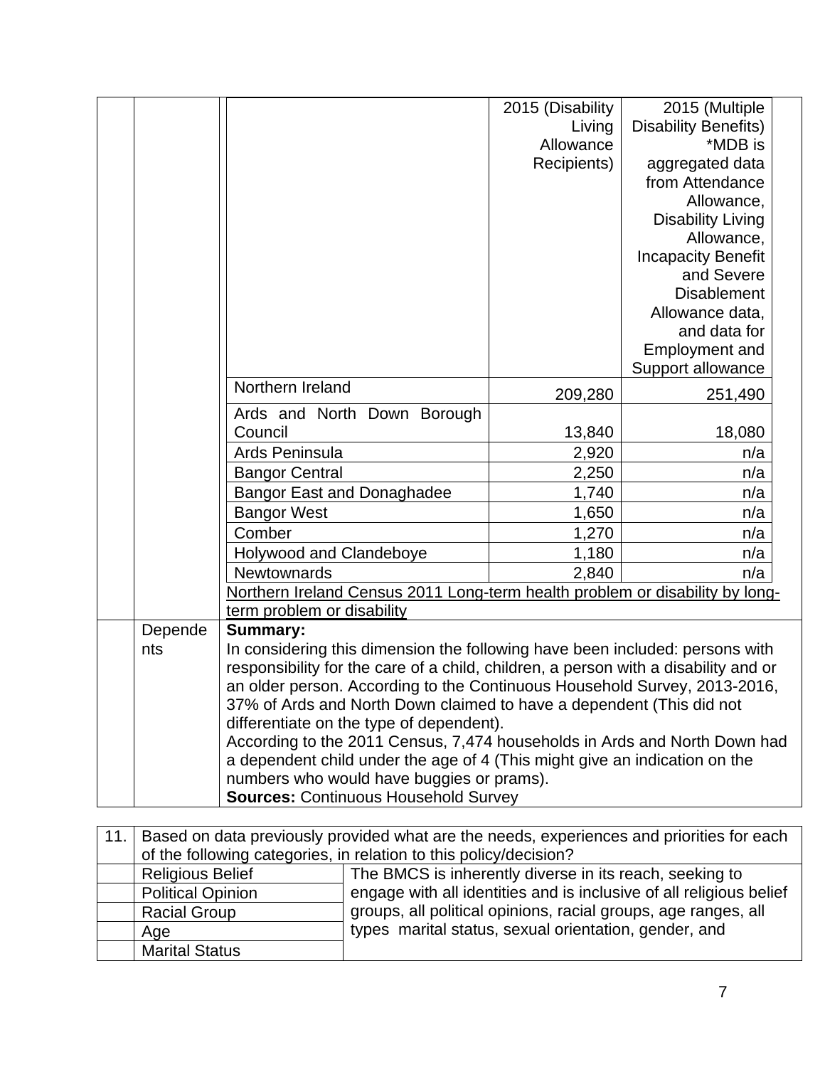| | 2015 (Disability Living Allowance Recipients) | 2015 (Multiple Disability Benefits) *MDB is aggregated data from Attendance Allowance, Disability Living Allowance, Incapacity Benefit and Severe Disablement Allowance data, and data for Employment and Support allowance |
|---|---|---|
| Northern Ireland | 209,280 | 251,490 |
| Ards and North Down Borough Council | 13,840 | 18,080 |
| Ards Peninsula | 2,920 | n/a |
| Bangor Central | 2,250 | n/a |
| Bangor East and Donaghadee | 1,740 | n/a |
| Bangor West | 1,650 | n/a |
| Comber | 1,270 | n/a |
| Holywood and Clandeboye | 1,180 | n/a |
| Newtownards | 2,840 | n/a |

Northern Ireland Census 2011 Long-term health problem or disability by long-term problem or disability

| | |
|---|---|
| Dependents | **Summary:**<br>In considering this dimension the following have been included: persons with responsibility for the care of a child, children, a person with a disability and or an older person. According to the Continuous Household Survey, 2013-2016, 37% of Ards and North Down claimed to have a dependent (This did not differentiate on the type of dependent).<br>According to the 2011 Census, 7,474 households in Ards and North Down had a dependent child under the age of 4 (This might give an indication on the numbers who would have buggies or prams).<br>**Sources:** Continuous Household Survey |

| 11. | Based on data previously provided what are the needs, experiences and priorities for each of the following categories, in relation to this policy/decision? | |
|---|---|---|
| | Religious Belief | The BMCS is inherently diverse in its reach, seeking to engage with all identities and is inclusive of all religious belief groups, all political opinions, racial groups, age ranges, all types marital status, sexual orientation, gender, and |
| | Political Opinion | |
| | Racial Group | |
| | Age | |
| | Marital Status | |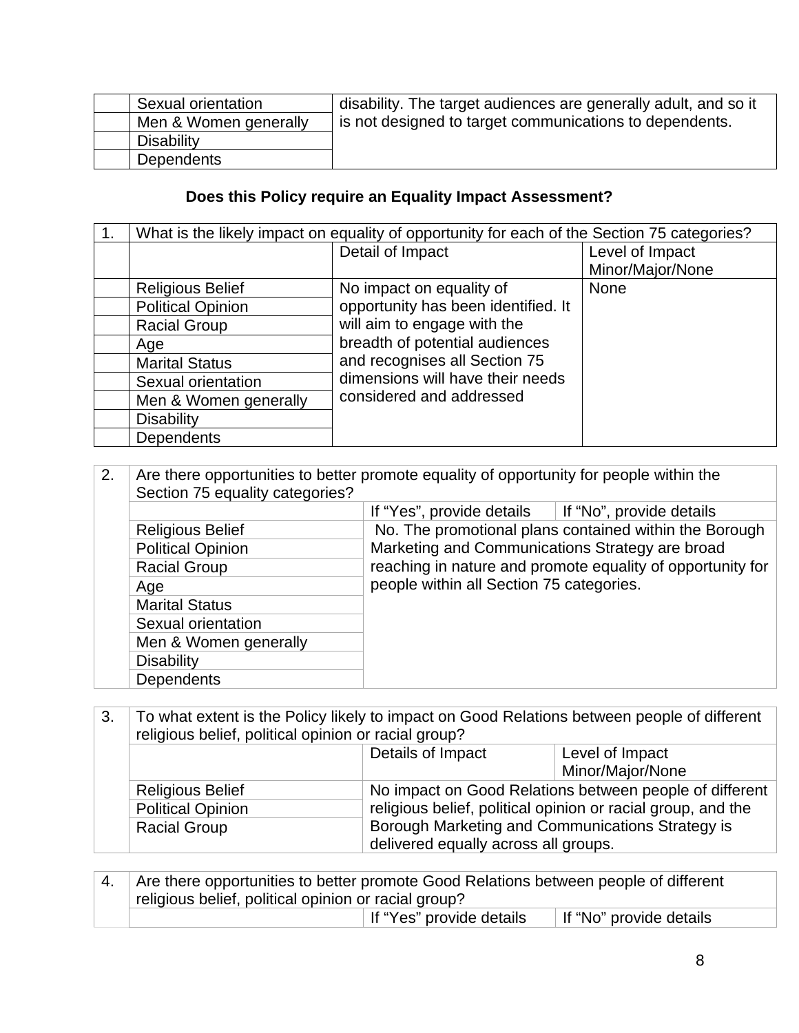| | | |
|---|---|---|
| | Sexual orientation | disability. The target audiences are generally adult, and so it is not designed to target communications to dependents. |
| | Men & Women generally | |
| | Disability | |
| | Dependents | |

**Does this Policy require an Equality Impact Assessment?**

| 1. | What is the likely impact on equality of opportunity for each of the Section 75 categories? | | |
|---|---|---|---|
| | | Detail of Impact | Level of Impact Minor/Major/None |
| | Religious Belief | No impact on equality of opportunity has been identified. It will aim to engage with the breadth of potential audiences and recognises all Section 75 dimensions will have their needs considered and addressed | None |
| | Political Opinion | | |
| | Racial Group | | |
| | Age | | |
| | Marital Status | | |
| | Sexual orientation | | |
| | Men & Women generally | | |
| | Disability | | |
| | Dependents | | |

| 2. | Are there opportunities to better promote equality of opportunity for people within the Section 75 equality categories? | | |
|---|---|---|---|
| | | If "Yes", provide details | If "No", provide details |
| | Religious Belief | No. The promotional plans contained within the Borough Marketing and Communications Strategy are broad reaching in nature and promote equality of opportunity for people within all Section 75 categories. | |
| | Political Opinion | | |
| | Racial Group | | |
| | Age | | |
| | Marital Status | | |
| | Sexual orientation | | |
| | Men & Women generally | | |
| | Disability | | |
| | Dependents | | |

| 3. | To what extent is the Policy likely to impact on Good Relations between people of different religious belief, political opinion or racial group? | | |
|---|---|---|---|
| | | Details of Impact | Level of Impact Minor/Major/None |
| | Religious Belief | No impact on Good Relations between people of different religious belief, political opinion or racial group, and the Borough Marketing and Communications Strategy is delivered equally across all groups. | |
| | Political Opinion | | |
| | Racial Group | | |

| 4. | Are there opportunities to better promote Good Relations between people of different religious belief, political opinion or racial group? | | |
|---|---|---|---|
| | | If "Yes" provide details | If "No" provide details |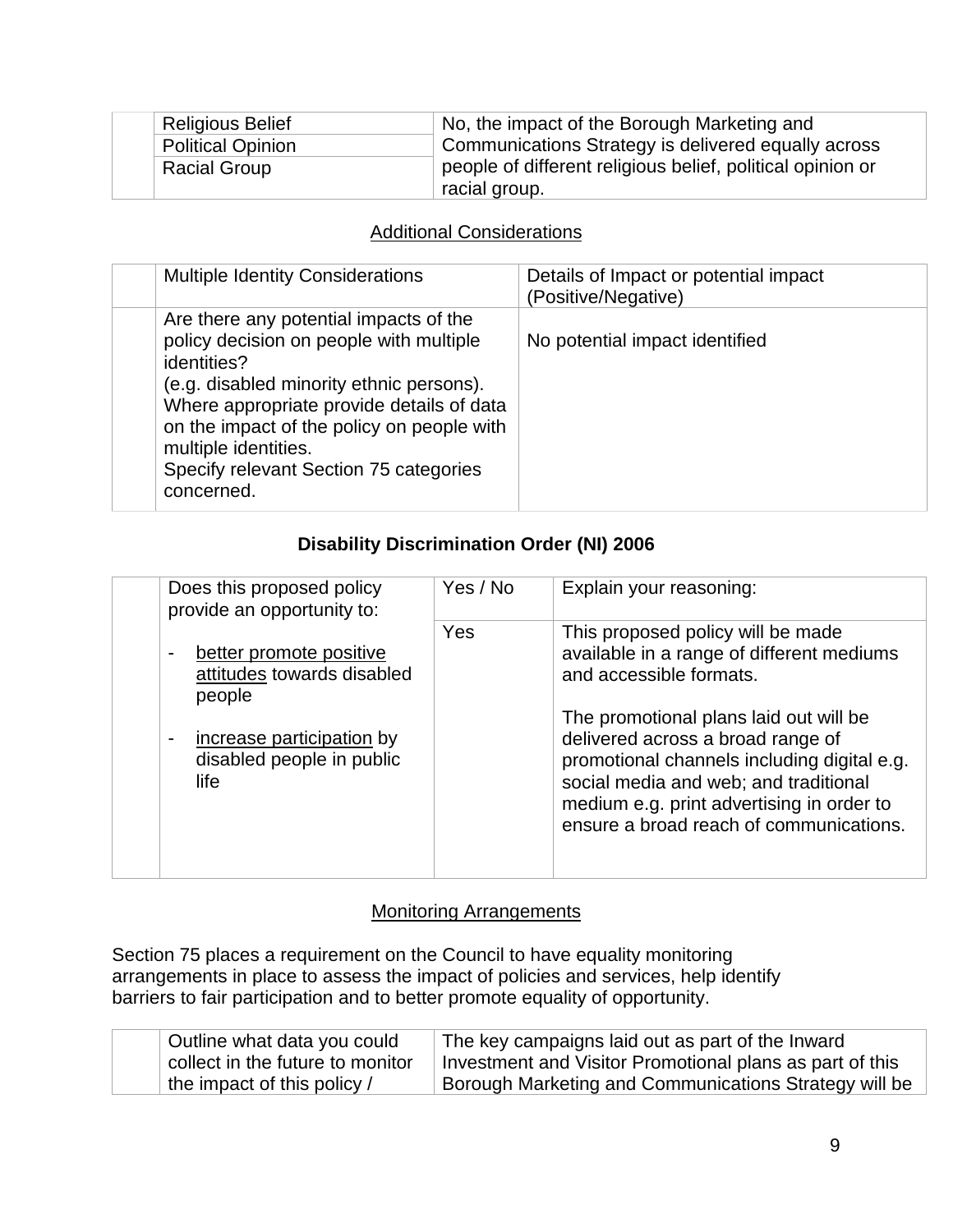| | | |
|---|---|---|
| | Religious Belief | No, the impact of the Borough Marketing and Communications Strategy is delivered equally across people of different religious belief, political opinion or racial group. |
| | Political Opinion | |
| | Racial Group | |

## Additional Considerations

| | Multiple Identity Considerations | Details of Impact or potential impact (Positive/Negative) |
|---|---|---|
| | Are there any potential impacts of the policy decision on people with multiple identities?<br>(e.g. disabled minority ethnic persons).<br>Where appropriate provide details of data on the impact of the policy on people with multiple identities.<br>Specify relevant Section 75 categories concerned. | No potential impact identified |

## Disability Discrimination Order (NI) 2006

| | Does this proposed policy provide an opportunity to: | Yes / No | Explain your reasoning: |
|---|---|---|---|
| | - better promote positive attitudes towards disabled people<br><br>- increase participation by disabled people in public life | Yes | This proposed policy will be made available in a range of different mediums and accessible formats.<br><br>The promotional plans laid out will be delivered across a broad range of promotional channels including digital e.g. social media and web; and traditional medium e.g. print advertising in order to ensure a broad reach of communications. |

## Monitoring Arrangements

Section 75 places a requirement on the Council to have equality monitoring arrangements in place to assess the impact of policies and services, help identify barriers to fair participation and to better promote equality of opportunity.

| | | |
|---|---|---|
| | Outline what data you could collect in the future to monitor the impact of this policy / | The key campaigns laid out as part of the Inward Investment and Visitor Promotional plans as part of this Borough Marketing and Communications Strategy will be |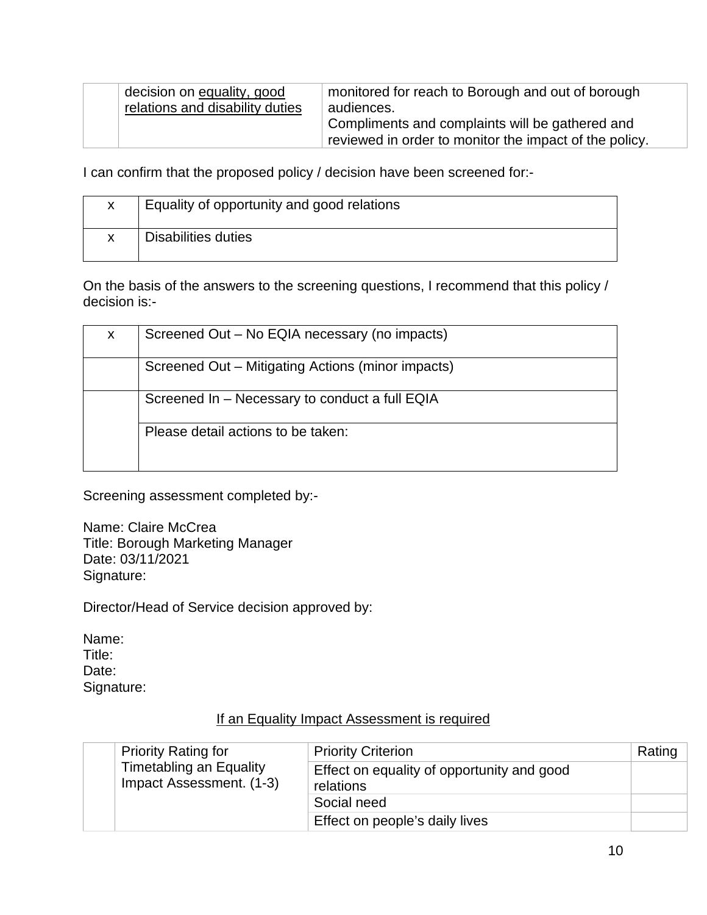|  | decision on equality, good relations and disability duties | monitored for reach to Borough and out of borough audiences.<br>Compliments and complaints will be gathered and reviewed in order to monitor the impact of the policy. |
|---|---|---|

I can confirm that the proposed policy / decision have been screened for:-

| x | Equality of opportunity and good relations |
|---|---|
| x | Disabilities duties |

On the basis of the answers to the screening questions, I recommend that this policy / decision is:-

| x | Screened Out – No EQIA necessary (no impacts) |
|---|---|
|  | Screened Out – Mitigating Actions (minor impacts) |
|  | Screened In – Necessary to conduct a full EQIA |
|  | Please detail actions to be taken: |

Screening assessment completed by:-

Name: Claire McCrea
Title: Borough Marketing Manager
Date: 03/11/2021
Signature:

Director/Head of Service decision approved by:

Name:
Title:
Date:
Signature:

If an Equality Impact Assessment is required

|  | Priority Rating for Timetabling an Equality Impact Assessment. (1-3) | Priority Criterion | Rating |
|---|---|---|---|
|  |  | Effect on equality of opportunity and good relations |  |
|  |  | Social need |  |
|  |  | Effect on people's daily lives |  |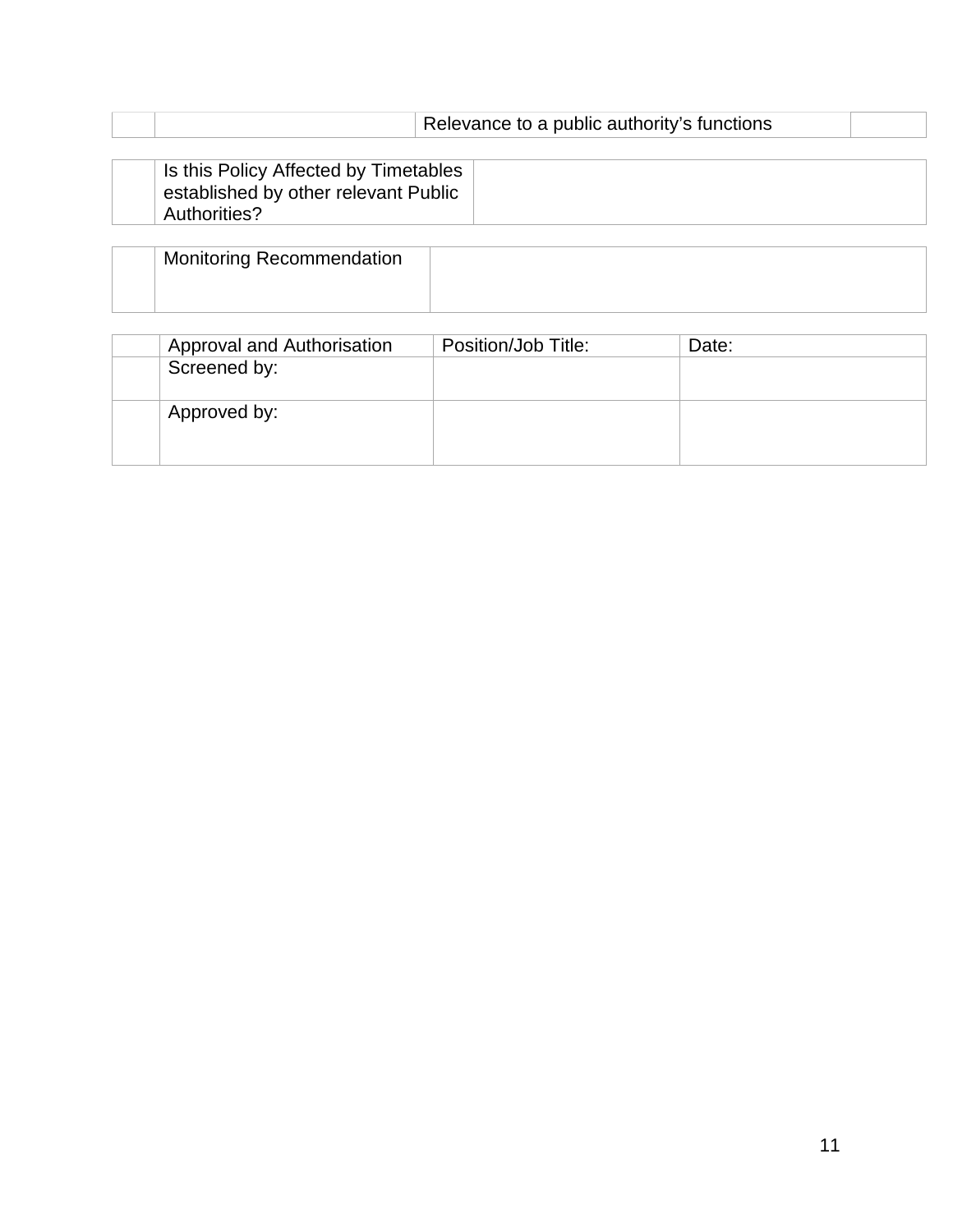| | | | |
|---|---|---|---|
| | | Relevance to a public authority's functions | |

| | | |
|---|---|---|
| | Is this Policy Affected by Timetables established by other relevant Public Authorities? | |

| | | |
|---|---|---|
| | Monitoring Recommendation | |

| | Approval and Authorisation | Position/Job Title: | Date: |
|---|---|---|---|
| | Screened by: | | |
| | Approved by: | | |